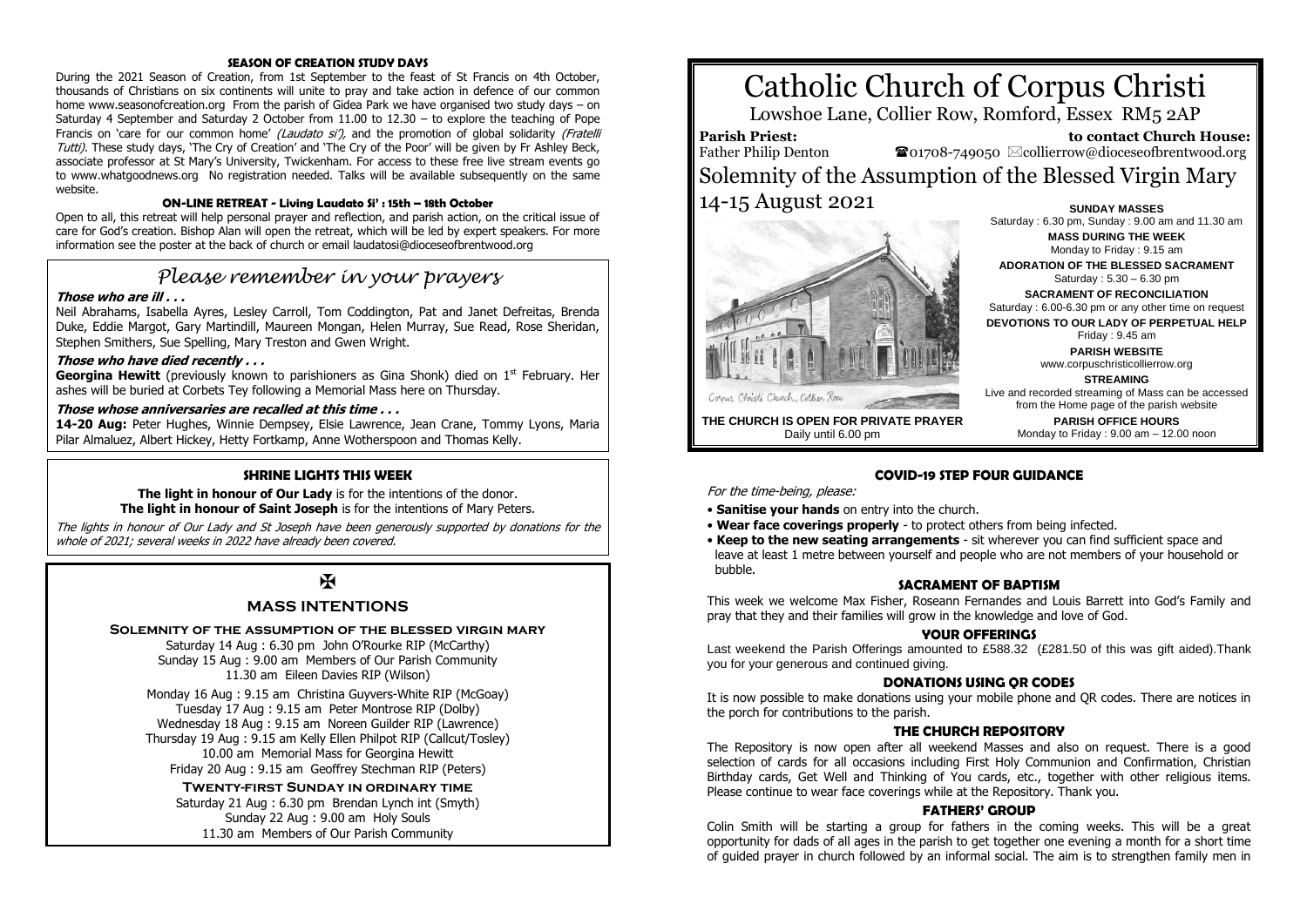# Catholic Church of Corpus Christi

Lowshoe Lane, Collier Row, Romford, Essex RM5 2AP

**Parish Priest:** Father Philip Denton

**to contact Church House:** ☎01708-749050 ✉collierrow@dioceseofbrentwood.org

## Solemnity of the Assumption of the Blessed Virgin Mary

### 14-15 August 2021

Corpus Christi Church, Collier Row

**THE CHURCH IS OPEN FOR PRIVATE PRAYER**
Daily until 6.00 pm

**SUNDAY MASSES**
Saturday : 6.30 pm, Sunday : 9.00 am and 11.30 am

**MASS DURING THE WEEK**
Monday to Friday : 9.15 am

**ADORATION OF THE BLESSED SACRAMENT**
Saturday : 5.30 – 6.30 pm

**SACRAMENT OF RECONCILIATION**
Saturday : 6.00-6.30 pm or any other time on request

**DEVOTIONS TO OUR LADY OF PERPETUAL HELP**
Friday : 9.45 am

**PARISH WEBSITE**
www.corpuschristicollierrow.org

**STREAMING**
Live and recorded streaming of Mass can be accessed from the Home page of the parish website

**PARISH OFFICE HOURS**
Monday to Friday : 9.00 am – 12.00 noon

### SEASON OF CREATION STUDY DAYS

During the 2021 Season of Creation, from 1st September to the feast of St Francis on 4th October, thousands of Christians on six continents will unite to pray and take action in defence of our common home www.seasonofcreation.org From the parish of Gidea Park we have organised two study days – on Saturday 4 September and Saturday 2 October from 11.00 to 12.30 – to explore the teaching of Pope Francis on 'care for our common home' *(Laudato si')*, and the promotion of global solidarity *(Fratelli Tutti)*. These study days, 'The Cry of Creation' and 'The Cry of the Poor' will be given by Fr Ashley Beck, associate professor at St Mary's University, Twickenham. For access to these free live stream events go to www.whatgoodnews.org No registration needed. Talks will be available subsequently on the same website.

### ON-LINE RETREAT - Living Laudato Si' : 15th – 18th October

Open to all, this retreat will help personal prayer and reflection, and parish action, on the critical issue of care for God's creation. Bishop Alan will open the retreat, which will be led by expert speakers. For more information see the poster at the back of church or email laudatosi@dioceseofbrentwood.org

## *Please remember in your prayers*

***Those who are ill . . .***

Neil Abrahams, Isabella Ayres, Lesley Carroll, Tom Coddington, Pat and Janet Defreitas, Brenda Duke, Eddie Margot, Gary Martindill, Maureen Mongan, Helen Murray, Sue Read, Rose Sheridan, Stephen Smithers, Sue Spelling, Mary Treston and Gwen Wright.

***Those who have died recently . . .***

**Georgina Hewitt** (previously known to parishioners as Gina Shonk) died on 1st February. Her ashes will be buried at Corbets Tey following a Memorial Mass here on Thursday.

***Those whose anniversaries are recalled at this time . . .***

**14-20 Aug:** Peter Hughes, Winnie Dempsey, Elsie Lawrence, Jean Crane, Tommy Lyons, Maria Pilar Almaluez, Albert Hickey, Hetty Fortkamp, Anne Wotherspoon and Thomas Kelly.

### SHRINE LIGHTS THIS WEEK

**The light in honour of Our Lady** is for the intentions of the donor.
**The light in honour of Saint Joseph** is for the intentions of Mary Peters.

*The lights in honour of Our Lady and St Joseph have been generously supported by donations for the whole of 2021; several weeks in 2022 have already been covered.*

✠

### MASS INTENTIONS

**Solemnity of the assumption of the blessed virgin mary**

Saturday 14 Aug : 6.30 pm John O'Rourke RIP (McCarthy)
Sunday 15 Aug : 9.00 am Members of Our Parish Community
11.30 am Eileen Davies RIP (Wilson)

Monday 16 Aug : 9.15 am Christina Guyvers-White RIP (McGoay)
Tuesday 17 Aug : 9.15 am Peter Montrose RIP (Dolby)
Wednesday 18 Aug : 9.15 am Noreen Guilder RIP (Lawrence)
Thursday 19 Aug : 9.15 am Kelly Ellen Philpot RIP (Callcut/Tosley)
10.00 am Memorial Mass for Georgina Hewitt
Friday 20 Aug : 9.15 am Geoffrey Stechman RIP (Peters)

**Twenty-first Sunday in ordinary time**

Saturday 21 Aug : 6.30 pm Brendan Lynch int (Smyth)
Sunday 22 Aug : 9.00 am Holy Souls
11.30 am Members of Our Parish Community

### COVID-19 STEP FOUR GUIDANCE

*For the time-being, please:*

- **Sanitise your hands** on entry into the church.
- **Wear face coverings properly** - to protect others from being infected.
- **Keep to the new seating arrangements** - sit wherever you can find sufficient space and leave at least 1 metre between yourself and people who are not members of your household or bubble.

### SACRAMENT OF BAPTISM

This week we welcome Max Fisher, Roseann Fernandes and Louis Barrett into God's Family and pray that they and their families will grow in the knowledge and love of God.

### YOUR OFFERINGS

Last weekend the Parish Offerings amounted to £588.32 (£281.50 of this was gift aided).Thank you for your generous and continued giving.

### DONATIONS USING QR CODES

It is now possible to make donations using your mobile phone and QR codes. There are notices in the porch for contributions to the parish.

### THE CHURCH REPOSITORY

The Repository is now open after all weekend Masses and also on request. There is a good selection of cards for all occasions including First Holy Communion and Confirmation, Christian Birthday cards, Get Well and Thinking of You cards, etc., together with other religious items. Please continue to wear face coverings while at the Repository. Thank you.

### FATHERS' GROUP

Colin Smith will be starting a group for fathers in the coming weeks. This will be a great opportunity for dads of all ages in the parish to get together one evening a month for a short time of guided prayer in church followed by an informal social. The aim is to strengthen family men in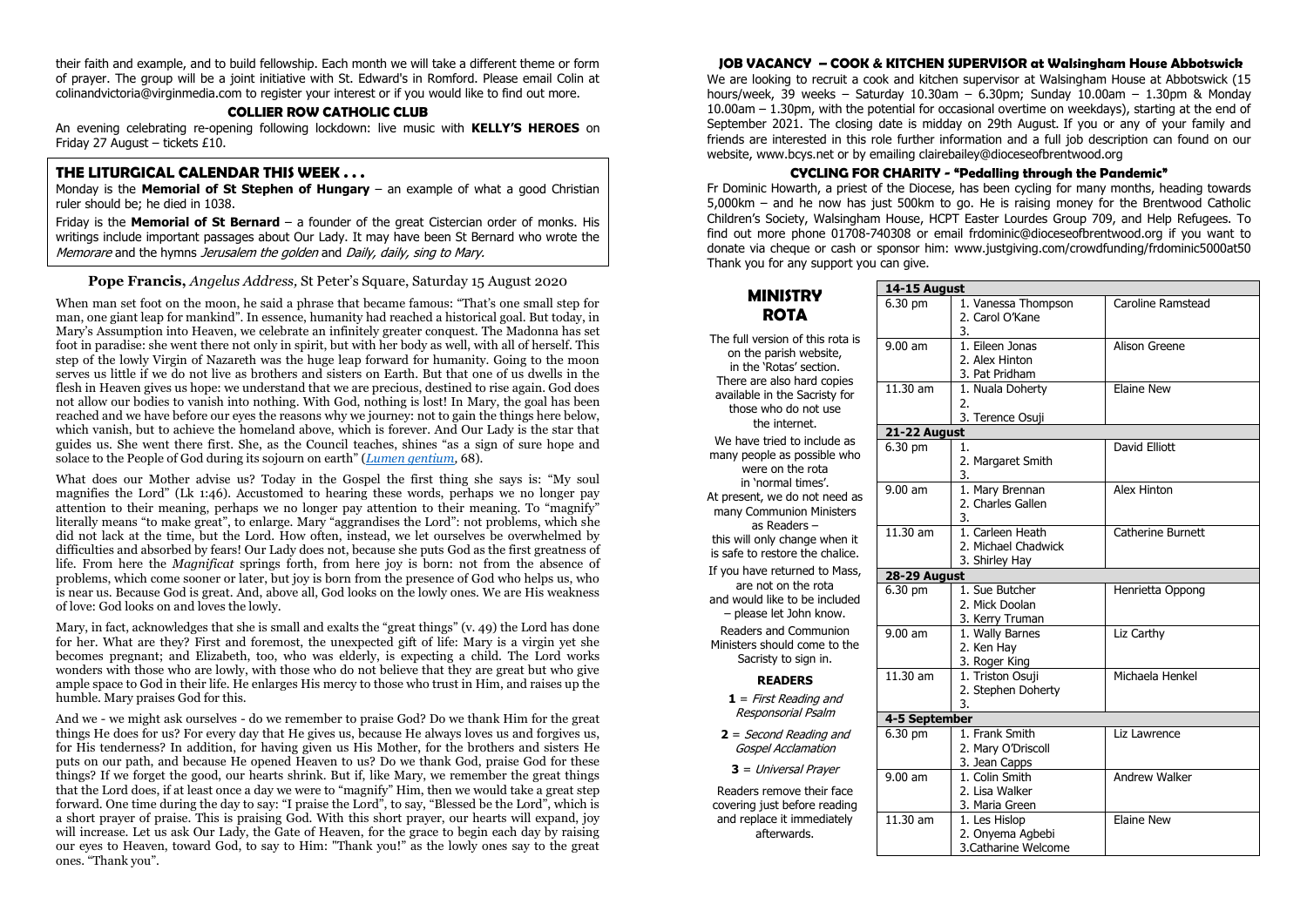their faith and example, and to build fellowship. Each month we will take a different theme or form of prayer. The group will be a joint initiative with St. Edward's in Romford. Please email Colin at colinandvictoria@virginmedia.com to register your interest or if you would like to find out more.

### COLLIER ROW CATHOLIC CLUB

An evening celebrating re-opening following lockdown: live music with **KELLY'S HEROES** on Friday 27 August – tickets £10.

## THE LITURGICAL CALENDAR THIS WEEK . . .

Monday is the **Memorial of St Stephen of Hungary** – an example of what a good Christian ruler should be; he died in 1038.

Friday is the **Memorial of St Bernard** – a founder of the great Cistercian order of monks. His writings include important passages about Our Lady. It may have been St Bernard who wrote the *Memorare* and the hymns *Jerusalem the golden* and *Daily, daily, sing to Mary.*

**Pope Francis,** *Angelus Address,* St Peter's Square, Saturday 15 August 2020

When man set foot on the moon, he said a phrase that became famous: "That's one small step for man, one giant leap for mankind". In essence, humanity had reached a historical goal. But today, in Mary's Assumption into Heaven, we celebrate an infinitely greater conquest. The Madonna has set foot in paradise: she went there not only in spirit, but with her body as well, with all of herself. This step of the lowly Virgin of Nazareth was the huge leap forward for humanity. Going to the moon serves us little if we do not live as brothers and sisters on Earth. But that one of us dwells in the flesh in Heaven gives us hope: we understand that we are precious, destined to rise again. God does not allow our bodies to vanish into nothing. With God, nothing is lost! In Mary, the goal has been reached and we have before our eyes the reasons why we journey: not to gain the things here below, which vanish, but to achieve the homeland above, which is forever. And Our Lady is the star that guides us. She went there first. She, as the Council teaches, shines "as a sign of sure hope and solace to the People of God during its sojourn on earth" (*Lumen gentium*, 68).

What does our Mother advise us? Today in the Gospel the first thing she says is: "My soul magnifies the Lord" (Lk 1:46). Accustomed to hearing these words, perhaps we no longer pay attention to their meaning, perhaps we no longer pay attention to their meaning. To "magnify" literally means "to make great", to enlarge. Mary "aggrandises the Lord": not problems, which she did not lack at the time, but the Lord. How often, instead, we let ourselves be overwhelmed by difficulties and absorbed by fears! Our Lady does not, because she puts God as the first greatness of life. From here the *Magnificat* springs forth, from here joy is born: not from the absence of problems, which come sooner or later, but joy is born from the presence of God who helps us, who is near us. Because God is great. And, above all, God looks on the lowly ones. We are His weakness of love: God looks on and loves the lowly.

Mary, in fact, acknowledges that she is small and exalts the "great things" (v. 49) the Lord has done for her. What are they? First and foremost, the unexpected gift of life: Mary is a virgin yet she becomes pregnant; and Elizabeth, too, who was elderly, is expecting a child. The Lord works wonders with those who are lowly, with those who do not believe that they are great but who give ample space to God in their life. He enlarges His mercy to those who trust in Him, and raises up the humble. Mary praises God for this.

And we - we might ask ourselves - do we remember to praise God? Do we thank Him for the great things He does for us? For every day that He gives us, because He always loves us and forgives us, for His tenderness? In addition, for having given us His Mother, for the brothers and sisters He puts on our path, and because He opened Heaven to us? Do we thank God, praise God for these things? If we forget the good, our hearts shrink. But if, like Mary, we remember the great things that the Lord does, if at least once a day we were to "magnify" Him, then we would take a great step forward. One time during the day to say: "I praise the Lord", to say, "Blessed be the Lord", which is a short prayer of praise. This is praising God. With this short prayer, our hearts will expand, joy will increase. Let us ask Our Lady, the Gate of Heaven, for the grace to begin each day by raising our eyes to Heaven, toward God, to say to Him: "Thank you!" as the lowly ones say to the great ones. "Thank you".

### JOB VACANCY – COOK & KITCHEN SUPERVISOR at Walsingham House Abbotswick

We are looking to recruit a cook and kitchen supervisor at Walsingham House at Abbotswick (15 hours/week, 39 weeks – Saturday 10.30am – 6.30pm; Sunday 10.00am – 1.30pm & Monday 10.00am – 1.30pm, with the potential for occasional overtime on weekdays), starting at the end of September 2021. The closing date is midday on 29th August. If you or any of your family and friends are interested in this role further information and a full job description can found on our website, www.bcys.net or by emailing clairebailey@dioceseofbrentwood.org

### CYCLING FOR CHARITY - "Pedalling through the Pandemic"

Fr Dominic Howarth, a priest of the Diocese, has been cycling for many months, heading towards 5,000km – and he now has just 500km to go. He is raising money for the Brentwood Catholic Children's Society, Walsingham House, HCPT Easter Lourdes Group 709, and Help Refugees. To find out more phone 01708-740308 or email frdominic@dioceseofbrentwood.org if you want to donate via cheque or cash or sponsor him: www.justgiving.com/crowdfunding/frdominic5000at50 Thank you for any support you can give.

## MINISTRY ROTA

The full version of this rota is on the parish website, in the 'Rotas' section. There are also hard copies available in the Sacristy for those who do not use the internet.

We have tried to include as many people as possible who were on the rota in 'normal times'. At present, we do not need as many Communion Ministers as Readers – this will only change when it is safe to restore the chalice.

If you have returned to Mass, are not on the rota and would like to be included – please let John know.

Readers and Communion Ministers should come to the Sacristy to sign in.

### READERS

**1** = *First Reading and Responsorial Psalm*

**2** = *Second Reading and Gospel Acclamation*

**3** = *Universal Prayer*

Readers remove their face covering just before reading and replace it immediately afterwards.

| | | |
|---|---|---|
| **14-15 August** | | |
| 6.30 pm | 1. Vanessa Thompson<br>2. Carol O'Kane<br>3. | Caroline Ramstead |
| 9.00 am | 1. Eileen Jonas<br>2. Alex Hinton<br>3. Pat Pridham | Alison Greene |
| 11.30 am | 1. Nuala Doherty<br>2.<br>3. Terence Osuji | Elaine New |
| **21-22 August** | | |
| 6.30 pm | 1.<br>2. Margaret Smith<br>3. | David Elliott |
| 9.00 am | 1. Mary Brennan<br>2. Charles Gallen<br>3. | Alex Hinton |
| 11.30 am | 1. Carleen Heath<br>2. Michael Chadwick<br>3. Shirley Hay | Catherine Burnett |
| **28-29 August** | | |
| 6.30 pm | 1. Sue Butcher<br>2. Mick Doolan<br>3. Kerry Truman | Henrietta Oppong |
| 9.00 am | 1. Wally Barnes<br>2. Ken Hay<br>3. Roger King | Liz Carthy |
| 11.30 am | 1. Triston Osuji<br>2. Stephen Doherty<br>3. | Michaela Henkel |
| **4-5 September** | | |
| 6.30 pm | 1. Frank Smith<br>2. Mary O'Driscoll<br>3. Jean Capps | Liz Lawrence |
| 9.00 am | 1. Colin Smith<br>2. Lisa Walker<br>3. Maria Green | Andrew Walker |
| 11.30 am | 1. Les Hislop<br>2. Onyema Agbebi<br>3.Catharine Welcome | Elaine New |